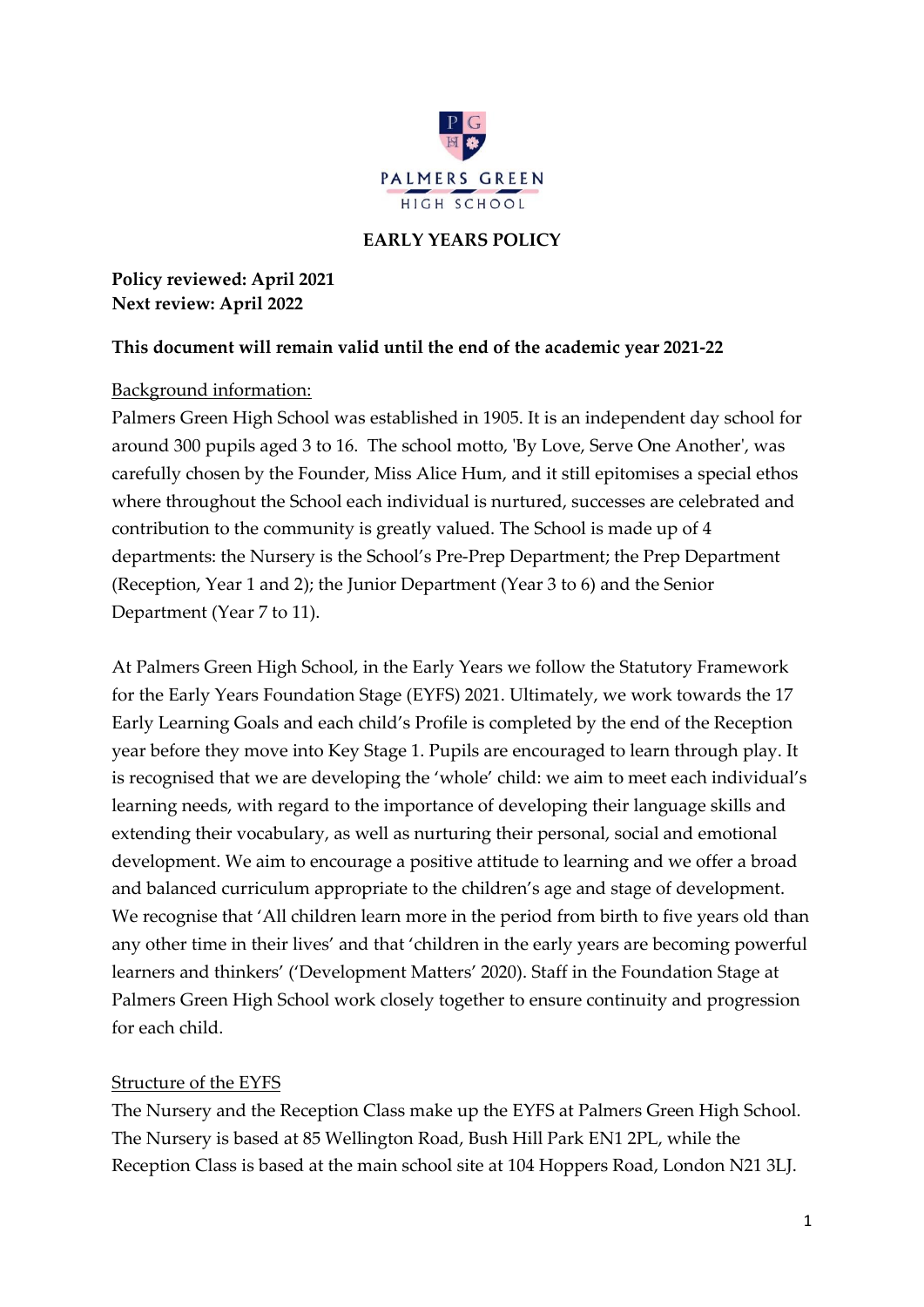PALMERS GREEN
HIGH SCHOOL

# EARLY YEARS POLICY

**Policy reviewed: April 2021**
**Next review: April 2022**

**This document will remain valid until the end of the academic year 2021-22**

## Background information:

Palmers Green High School was established in 1905. It is an independent day school for around 300 pupils aged 3 to 16. The school motto, 'By Love, Serve One Another', was carefully chosen by the Founder, Miss Alice Hum, and it still epitomises a special ethos where throughout the School each individual is nurtured, successes are celebrated and contribution to the community is greatly valued. The School is made up of 4 departments: the Nursery is the School's Pre-Prep Department; the Prep Department (Reception, Year 1 and 2); the Junior Department (Year 3 to 6) and the Senior Department (Year 7 to 11).

At Palmers Green High School, in the Early Years we follow the Statutory Framework for the Early Years Foundation Stage (EYFS) 2021. Ultimately, we work towards the 17 Early Learning Goals and each child's Profile is completed by the end of the Reception year before they move into Key Stage 1. Pupils are encouraged to learn through play. It is recognised that we are developing the 'whole' child: we aim to meet each individual's learning needs, with regard to the importance of developing their language skills and extending their vocabulary, as well as nurturing their personal, social and emotional development. We aim to encourage a positive attitude to learning and we offer a broad and balanced curriculum appropriate to the children's age and stage of development. We recognise that 'All children learn more in the period from birth to five years old than any other time in their lives' and that 'children in the early years are becoming powerful learners and thinkers' ('Development Matters' 2020). Staff in the Foundation Stage at Palmers Green High School work closely together to ensure continuity and progression for each child.

## Structure of the EYFS

The Nursery and the Reception Class make up the EYFS at Palmers Green High School. The Nursery is based at 85 Wellington Road, Bush Hill Park EN1 2PL, while the Reception Class is based at the main school site at 104 Hoppers Road, London N21 3LJ.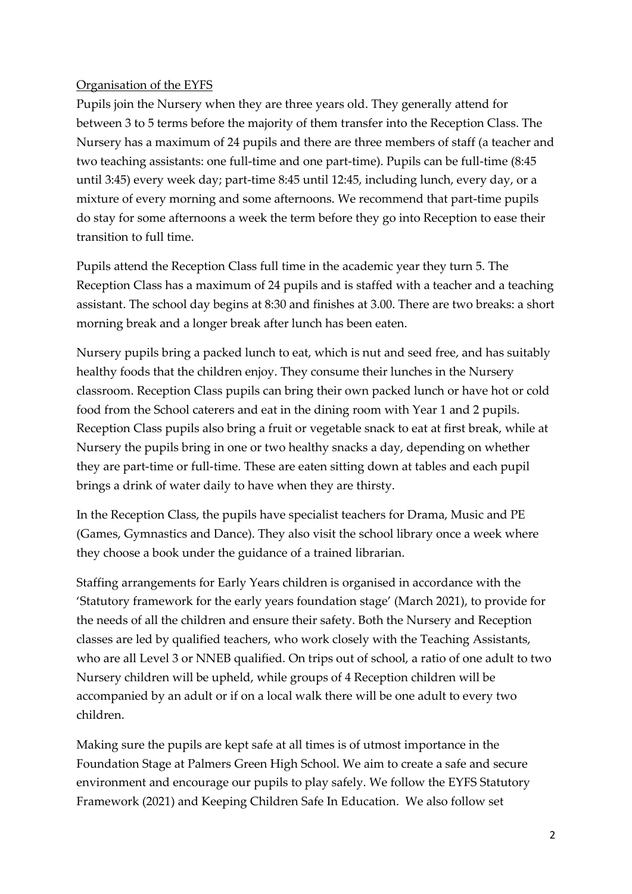## Organisation of the EYFS

Pupils join the Nursery when they are three years old. They generally attend for between 3 to 5 terms before the majority of them transfer into the Reception Class. The Nursery has a maximum of 24 pupils and there are three members of staff (a teacher and two teaching assistants: one full-time and one part-time). Pupils can be full-time (8:45 until 3:45) every week day; part-time 8:45 until 12:45, including lunch, every day, or a mixture of every morning and some afternoons. We recommend that part-time pupils do stay for some afternoons a week the term before they go into Reception to ease their transition to full time.

Pupils attend the Reception Class full time in the academic year they turn 5. The Reception Class has a maximum of 24 pupils and is staffed with a teacher and a teaching assistant. The school day begins at 8:30 and finishes at 3.00. There are two breaks: a short morning break and a longer break after lunch has been eaten.

Nursery pupils bring a packed lunch to eat, which is nut and seed free, and has suitably healthy foods that the children enjoy. They consume their lunches in the Nursery classroom. Reception Class pupils can bring their own packed lunch or have hot or cold food from the School caterers and eat in the dining room with Year 1 and 2 pupils. Reception Class pupils also bring a fruit or vegetable snack to eat at first break, while at Nursery the pupils bring in one or two healthy snacks a day, depending on whether they are part-time or full-time. These are eaten sitting down at tables and each pupil brings a drink of water daily to have when they are thirsty.

In the Reception Class, the pupils have specialist teachers for Drama, Music and PE (Games, Gymnastics and Dance). They also visit the school library once a week where they choose a book under the guidance of a trained librarian.

Staffing arrangements for Early Years children is organised in accordance with the 'Statutory framework for the early years foundation stage' (March 2021), to provide for the needs of all the children and ensure their safety. Both the Nursery and Reception classes are led by qualified teachers, who work closely with the Teaching Assistants, who are all Level 3 or NNEB qualified. On trips out of school, a ratio of one adult to two Nursery children will be upheld, while groups of 4 Reception children will be accompanied by an adult or if on a local walk there will be one adult to every two children.

Making sure the pupils are kept safe at all times is of utmost importance in the Foundation Stage at Palmers Green High School. We aim to create a safe and secure environment and encourage our pupils to play safely. We follow the EYFS Statutory Framework (2021) and Keeping Children Safe In Education. We also follow set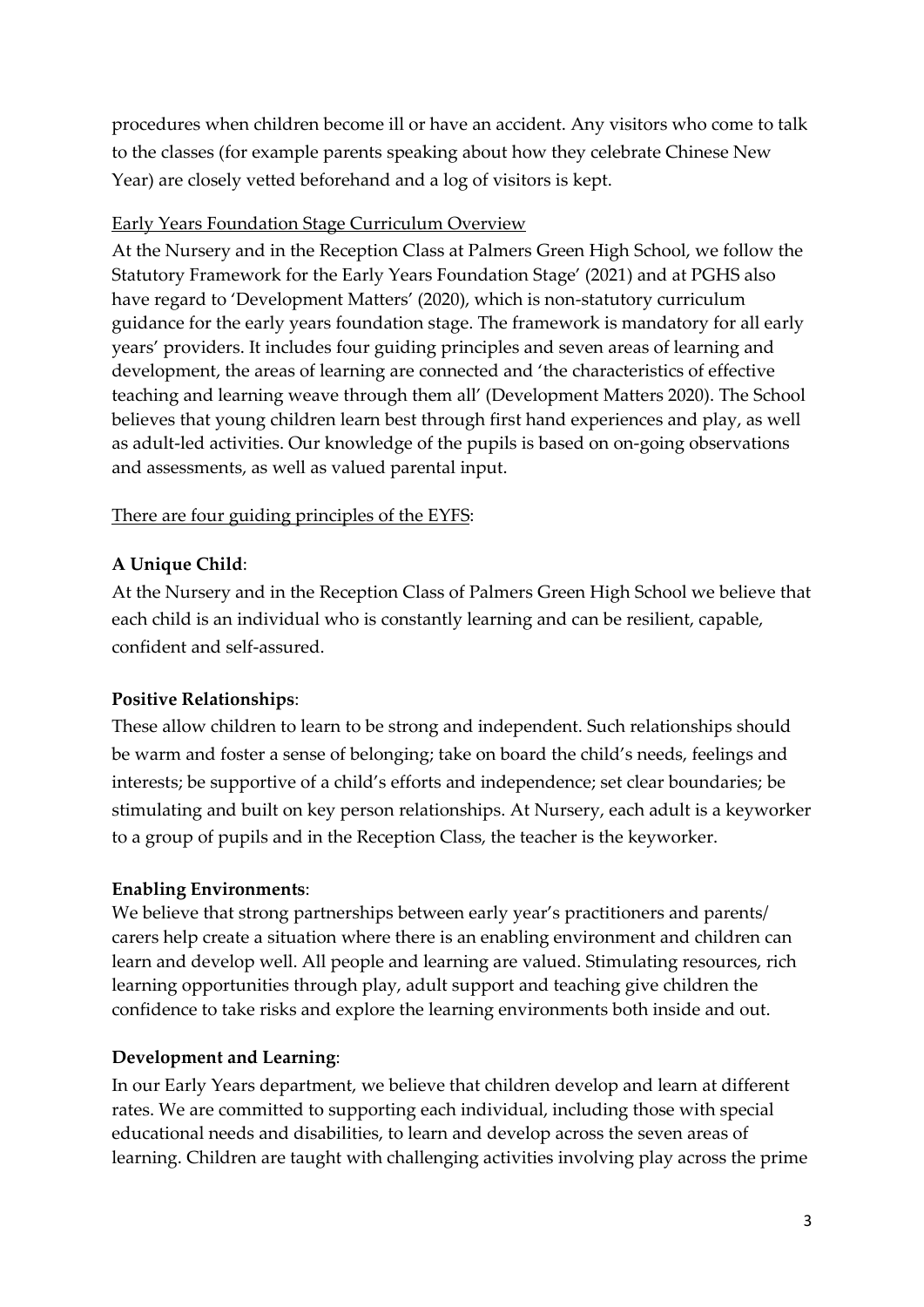procedures when children become ill or have an accident. Any visitors who come to talk to the classes (for example parents speaking about how they celebrate Chinese New Year) are closely vetted beforehand and a log of visitors is kept.

<u>Early Years Foundation Stage Curriculum Overview</u>

At the Nursery and in the Reception Class at Palmers Green High School, we follow the Statutory Framework for the Early Years Foundation Stage' (2021) and at PGHS also have regard to 'Development Matters' (2020), which is non-statutory curriculum guidance for the early years foundation stage. The framework is mandatory for all early years' providers. It includes four guiding principles and seven areas of learning and development, the areas of learning are connected and 'the characteristics of effective teaching and learning weave through them all' (Development Matters 2020). The School believes that young children learn best through first hand experiences and play, as well as adult-led activities. Our knowledge of the pupils is based on on-going observations and assessments, as well as valued parental input.

<u>There are four guiding principles of the EYFS</u>:

**A Unique Child**:

At the Nursery and in the Reception Class of Palmers Green High School we believe that each child is an individual who is constantly learning and can be resilient, capable, confident and self-assured.

**Positive Relationships**:

These allow children to learn to be strong and independent. Such relationships should be warm and foster a sense of belonging; take on board the child's needs, feelings and interests; be supportive of a child's efforts and independence; set clear boundaries; be stimulating and built on key person relationships. At Nursery, each adult is a keyworker to a group of pupils and in the Reception Class, the teacher is the keyworker.

**Enabling Environments**:

We believe that strong partnerships between early year's practitioners and parents/ carers help create a situation where there is an enabling environment and children can learn and develop well. All people and learning are valued. Stimulating resources, rich learning opportunities through play, adult support and teaching give children the confidence to take risks and explore the learning environments both inside and out.

**Development and Learning**:

In our Early Years department, we believe that children develop and learn at different rates. We are committed to supporting each individual, including those with special educational needs and disabilities, to learn and develop across the seven areas of learning. Children are taught with challenging activities involving play across the prime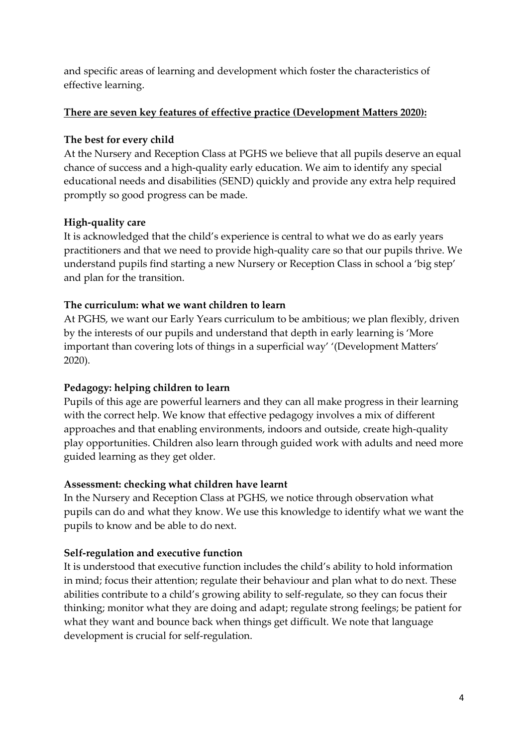and specific areas of learning and development which foster the characteristics of effective learning.

**There are seven key features of effective practice (Development Matters 2020):**

**The best for every child**
At the Nursery and Reception Class at PGHS we believe that all pupils deserve an equal chance of success and a high-quality early education. We aim to identify any special educational needs and disabilities (SEND) quickly and provide any extra help required promptly so good progress can be made.

**High-quality care**
It is acknowledged that the child's experience is central to what we do as early years practitioners and that we need to provide high-quality care so that our pupils thrive. We understand pupils find starting a new Nursery or Reception Class in school a 'big step' and plan for the transition.

**The curriculum: what we want children to learn**
At PGHS, we want our Early Years curriculum to be ambitious; we plan flexibly, driven by the interests of our pupils and understand that depth in early learning is 'More important than covering lots of things in a superficial way' '(Development Matters' 2020).

**Pedagogy: helping children to learn**
Pupils of this age are powerful learners and they can all make progress in their learning with the correct help. We know that effective pedagogy involves a mix of different approaches and that enabling environments, indoors and outside, create high-quality play opportunities. Children also learn through guided work with adults and need more guided learning as they get older.

**Assessment: checking what children have learnt**
In the Nursery and Reception Class at PGHS, we notice through observation what pupils can do and what they know. We use this knowledge to identify what we want the pupils to know and be able to do next.

**Self-regulation and executive function**
It is understood that executive function includes the child's ability to hold information in mind; focus their attention; regulate their behaviour and plan what to do next. These abilities contribute to a child's growing ability to self-regulate, so they can focus their thinking; monitor what they are doing and adapt; regulate strong feelings; be patient for what they want and bounce back when things get difficult. We note that language development is crucial for self-regulation.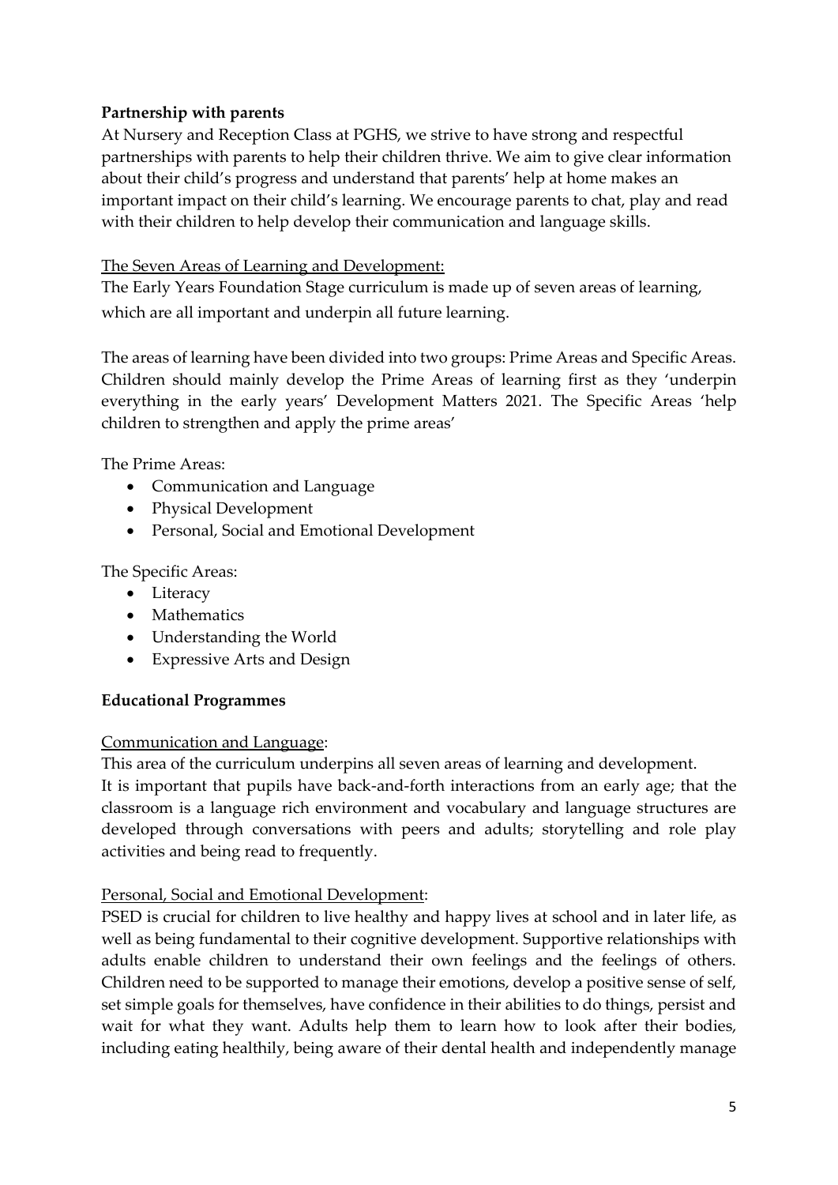**Partnership with parents**

At Nursery and Reception Class at PGHS, we strive to have strong and respectful partnerships with parents to help their children thrive. We aim to give clear information about their child's progress and understand that parents' help at home makes an important impact on their child's learning. We encourage parents to chat, play and read with their children to help develop their communication and language skills.

<u>The Seven Areas of Learning and Development:</u>

The Early Years Foundation Stage curriculum is made up of seven areas of learning, which are all important and underpin all future learning.

The areas of learning have been divided into two groups: Prime Areas and Specific Areas. Children should mainly develop the Prime Areas of learning first as they 'underpin everything in the early years' Development Matters 2021. The Specific Areas 'help children to strengthen and apply the prime areas'

The Prime Areas:

- Communication and Language
- Physical Development
- Personal, Social and Emotional Development

The Specific Areas:

- Literacy
- Mathematics
- Understanding the World
- Expressive Arts and Design

**Educational Programmes**

<u>Communication and Language</u>:

This area of the curriculum underpins all seven areas of learning and development.
It is important that pupils have back-and-forth interactions from an early age; that the classroom is a language rich environment and vocabulary and language structures are developed through conversations with peers and adults; storytelling and role play activities and being read to frequently.

<u>Personal, Social and Emotional Development</u>:

PSED is crucial for children to live healthy and happy lives at school and in later life, as well as being fundamental to their cognitive development. Supportive relationships with adults enable children to understand their own feelings and the feelings of others. Children need to be supported to manage their emotions, develop a positive sense of self, set simple goals for themselves, have confidence in their abilities to do things, persist and wait for what they want. Adults help them to learn how to look after their bodies, including eating healthily, being aware of their dental health and independently manage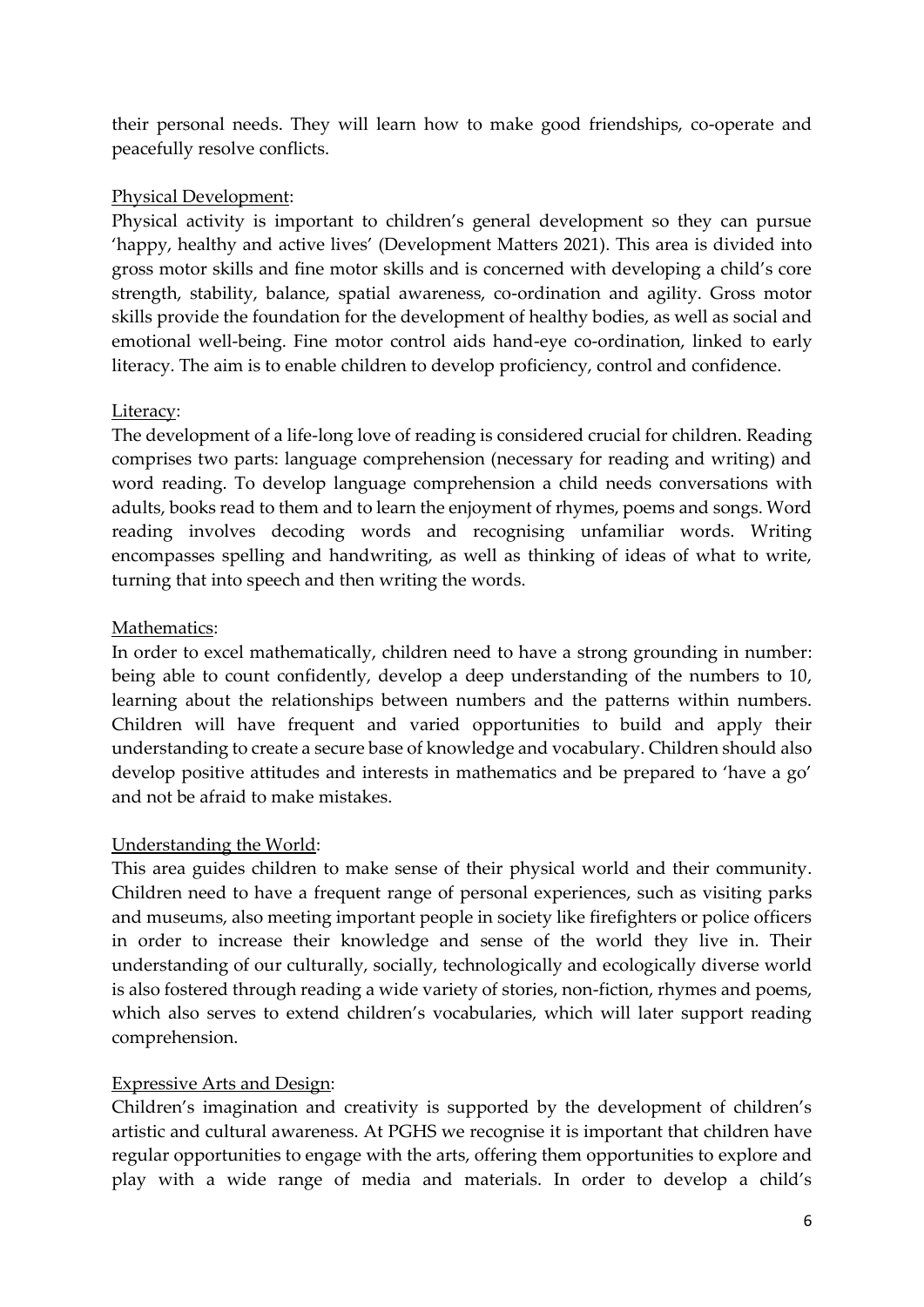their personal needs. They will learn how to make good friendships, co-operate and peacefully resolve conflicts.

Physical Development:

Physical activity is important to children's general development so they can pursue 'happy, healthy and active lives' (Development Matters 2021). This area is divided into gross motor skills and fine motor skills and is concerned with developing a child's core strength, stability, balance, spatial awareness, co-ordination and agility. Gross motor skills provide the foundation for the development of healthy bodies, as well as social and emotional well-being. Fine motor control aids hand-eye co-ordination, linked to early literacy. The aim is to enable children to develop proficiency, control and confidence.

Literacy:

The development of a life-long love of reading is considered crucial for children. Reading comprises two parts: language comprehension (necessary for reading and writing) and word reading. To develop language comprehension a child needs conversations with adults, books read to them and to learn the enjoyment of rhymes, poems and songs. Word reading involves decoding words and recognising unfamiliar words. Writing encompasses spelling and handwriting, as well as thinking of ideas of what to write, turning that into speech and then writing the words.

Mathematics:

In order to excel mathematically, children need to have a strong grounding in number: being able to count confidently, develop a deep understanding of the numbers to 10, learning about the relationships between numbers and the patterns within numbers. Children will have frequent and varied opportunities to build and apply their understanding to create a secure base of knowledge and vocabulary. Children should also develop positive attitudes and interests in mathematics and be prepared to 'have a go' and not be afraid to make mistakes.

Understanding the World:

This area guides children to make sense of their physical world and their community. Children need to have a frequent range of personal experiences, such as visiting parks and museums, also meeting important people in society like firefighters or police officers in order to increase their knowledge and sense of the world they live in. Their understanding of our culturally, socially, technologically and ecologically diverse world is also fostered through reading a wide variety of stories, non-fiction, rhymes and poems, which also serves to extend children's vocabularies, which will later support reading comprehension.

Expressive Arts and Design:

Children's imagination and creativity is supported by the development of children's artistic and cultural awareness. At PGHS we recognise it is important that children have regular opportunities to engage with the arts, offering them opportunities to explore and play with a wide range of media and materials. In order to develop a child's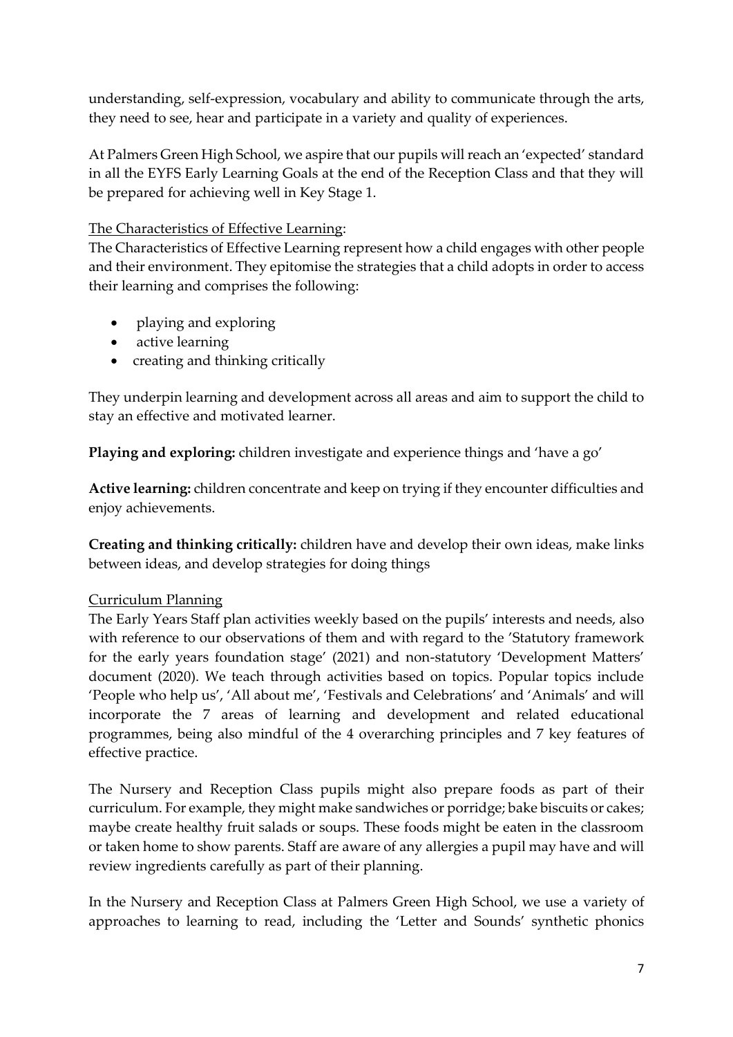understanding, self-expression, vocabulary and ability to communicate through the arts, they need to see, hear and participate in a variety and quality of experiences.

At Palmers Green High School, we aspire that our pupils will reach an 'expected' standard in all the EYFS Early Learning Goals at the end of the Reception Class and that they will be prepared for achieving well in Key Stage 1.

<u>The Characteristics of Effective Learning</u>:

The Characteristics of Effective Learning represent how a child engages with other people and their environment. They epitomise the strategies that a child adopts in order to access their learning and comprises the following:

- playing and exploring
- active learning
- creating and thinking critically

They underpin learning and development across all areas and aim to support the child to stay an effective and motivated learner.

**Playing and exploring:** children investigate and experience things and 'have a go'

**Active learning:** children concentrate and keep on trying if they encounter difficulties and enjoy achievements.

**Creating and thinking critically:** children have and develop their own ideas, make links between ideas, and develop strategies for doing things

<u>Curriculum Planning</u>

The Early Years Staff plan activities weekly based on the pupils' interests and needs, also with reference to our observations of them and with regard to the 'Statutory framework for the early years foundation stage' (2021) and non-statutory 'Development Matters' document (2020). We teach through activities based on topics. Popular topics include 'People who help us', 'All about me', 'Festivals and Celebrations' and 'Animals' and will incorporate the 7 areas of learning and development and related educational programmes, being also mindful of the 4 overarching principles and 7 key features of effective practice.

The Nursery and Reception Class pupils might also prepare foods as part of their curriculum. For example, they might make sandwiches or porridge; bake biscuits or cakes; maybe create healthy fruit salads or soups. These foods might be eaten in the classroom or taken home to show parents. Staff are aware of any allergies a pupil may have and will review ingredients carefully as part of their planning.

In the Nursery and Reception Class at Palmers Green High School, we use a variety of approaches to learning to read, including the 'Letter and Sounds' synthetic phonics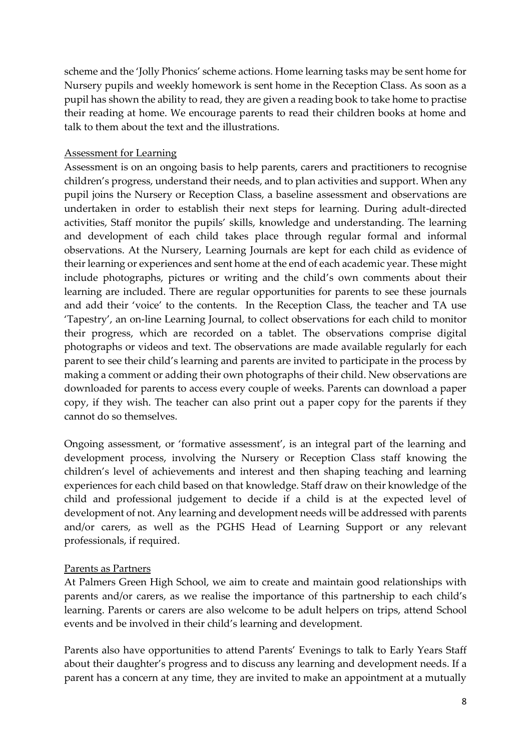scheme and the 'Jolly Phonics' scheme actions. Home learning tasks may be sent home for Nursery pupils and weekly homework is sent home in the Reception Class. As soon as a pupil has shown the ability to read, they are given a reading book to take home to practise their reading at home. We encourage parents to read their children books at home and talk to them about the text and the illustrations.

## Assessment for Learning

Assessment is on an ongoing basis to help parents, carers and practitioners to recognise children's progress, understand their needs, and to plan activities and support. When any pupil joins the Nursery or Reception Class, a baseline assessment and observations are undertaken in order to establish their next steps for learning. During adult-directed activities, Staff monitor the pupils' skills, knowledge and understanding. The learning and development of each child takes place through regular formal and informal observations. At the Nursery, Learning Journals are kept for each child as evidence of their learning or experiences and sent home at the end of each academic year. These might include photographs, pictures or writing and the child's own comments about their learning are included. There are regular opportunities for parents to see these journals and add their 'voice' to the contents. In the Reception Class, the teacher and TA use 'Tapestry', an on-line Learning Journal, to collect observations for each child to monitor their progress, which are recorded on a tablet. The observations comprise digital photographs or videos and text. The observations are made available regularly for each parent to see their child's learning and parents are invited to participate in the process by making a comment or adding their own photographs of their child. New observations are downloaded for parents to access every couple of weeks. Parents can download a paper copy, if they wish. The teacher can also print out a paper copy for the parents if they cannot do so themselves.

Ongoing assessment, or 'formative assessment', is an integral part of the learning and development process, involving the Nursery or Reception Class staff knowing the children's level of achievements and interest and then shaping teaching and learning experiences for each child based on that knowledge. Staff draw on their knowledge of the child and professional judgement to decide if a child is at the expected level of development of not. Any learning and development needs will be addressed with parents and/or carers, as well as the PGHS Head of Learning Support or any relevant professionals, if required.

## Parents as Partners

At Palmers Green High School, we aim to create and maintain good relationships with parents and/or carers, as we realise the importance of this partnership to each child's learning. Parents or carers are also welcome to be adult helpers on trips, attend School events and be involved in their child's learning and development.

Parents also have opportunities to attend Parents' Evenings to talk to Early Years Staff about their daughter's progress and to discuss any learning and development needs. If a parent has a concern at any time, they are invited to make an appointment at a mutually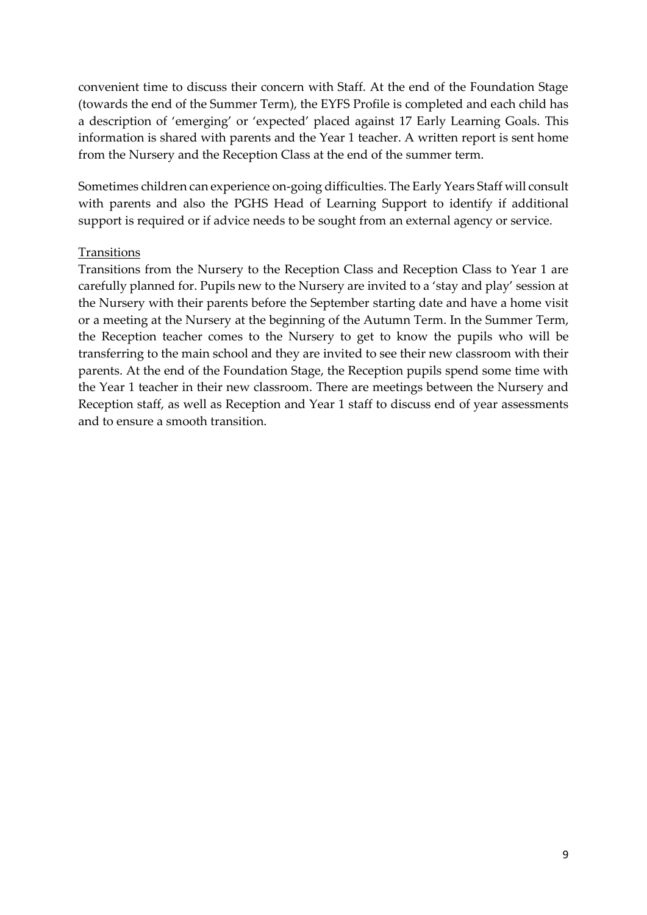convenient time to discuss their concern with Staff. At the end of the Foundation Stage (towards the end of the Summer Term), the EYFS Profile is completed and each child has a description of 'emerging' or 'expected' placed against 17 Early Learning Goals. This information is shared with parents and the Year 1 teacher. A written report is sent home from the Nursery and the Reception Class at the end of the summer term.

Sometimes children can experience on-going difficulties. The Early Years Staff will consult with parents and also the PGHS Head of Learning Support to identify if additional support is required or if advice needs to be sought from an external agency or service.

<u>Transitions</u>

Transitions from the Nursery to the Reception Class and Reception Class to Year 1 are carefully planned for. Pupils new to the Nursery are invited to a 'stay and play' session at the Nursery with their parents before the September starting date and have a home visit or a meeting at the Nursery at the beginning of the Autumn Term. In the Summer Term, the Reception teacher comes to the Nursery to get to know the pupils who will be transferring to the main school and they are invited to see their new classroom with their parents. At the end of the Foundation Stage, the Reception pupils spend some time with the Year 1 teacher in their new classroom. There are meetings between the Nursery and Reception staff, as well as Reception and Year 1 staff to discuss end of year assessments and to ensure a smooth transition.